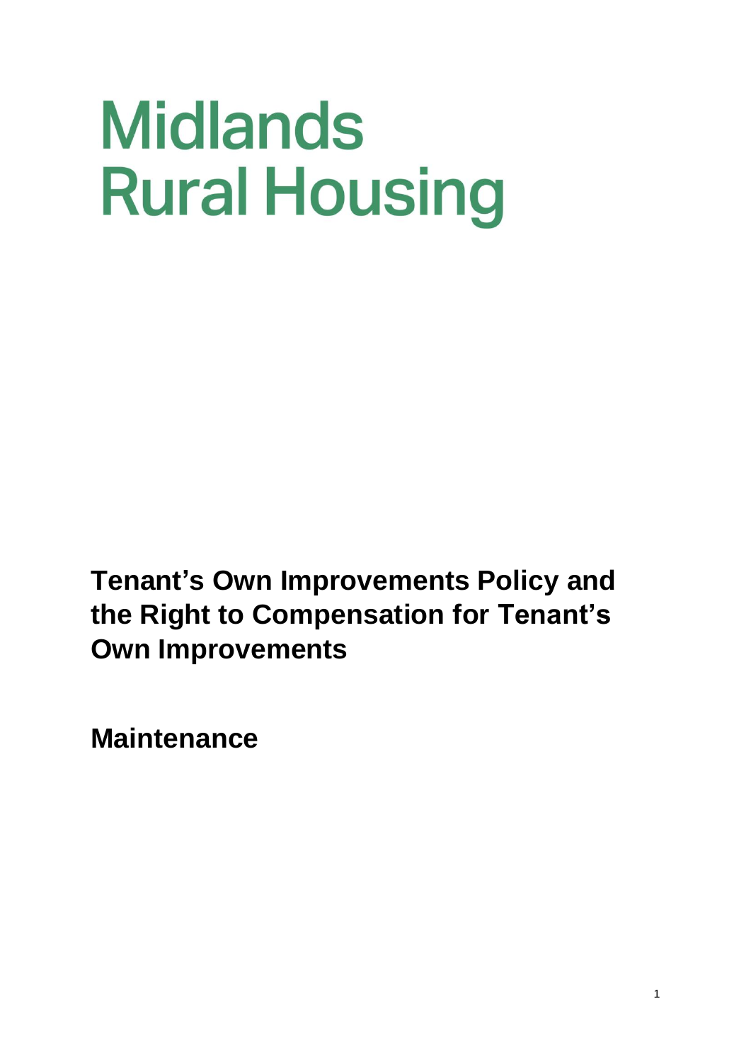# Midlands Rural Housing

## Tenant's Own Improvements Policy and the Right to Compensation for Tenant's Own Improvements

## Maintenance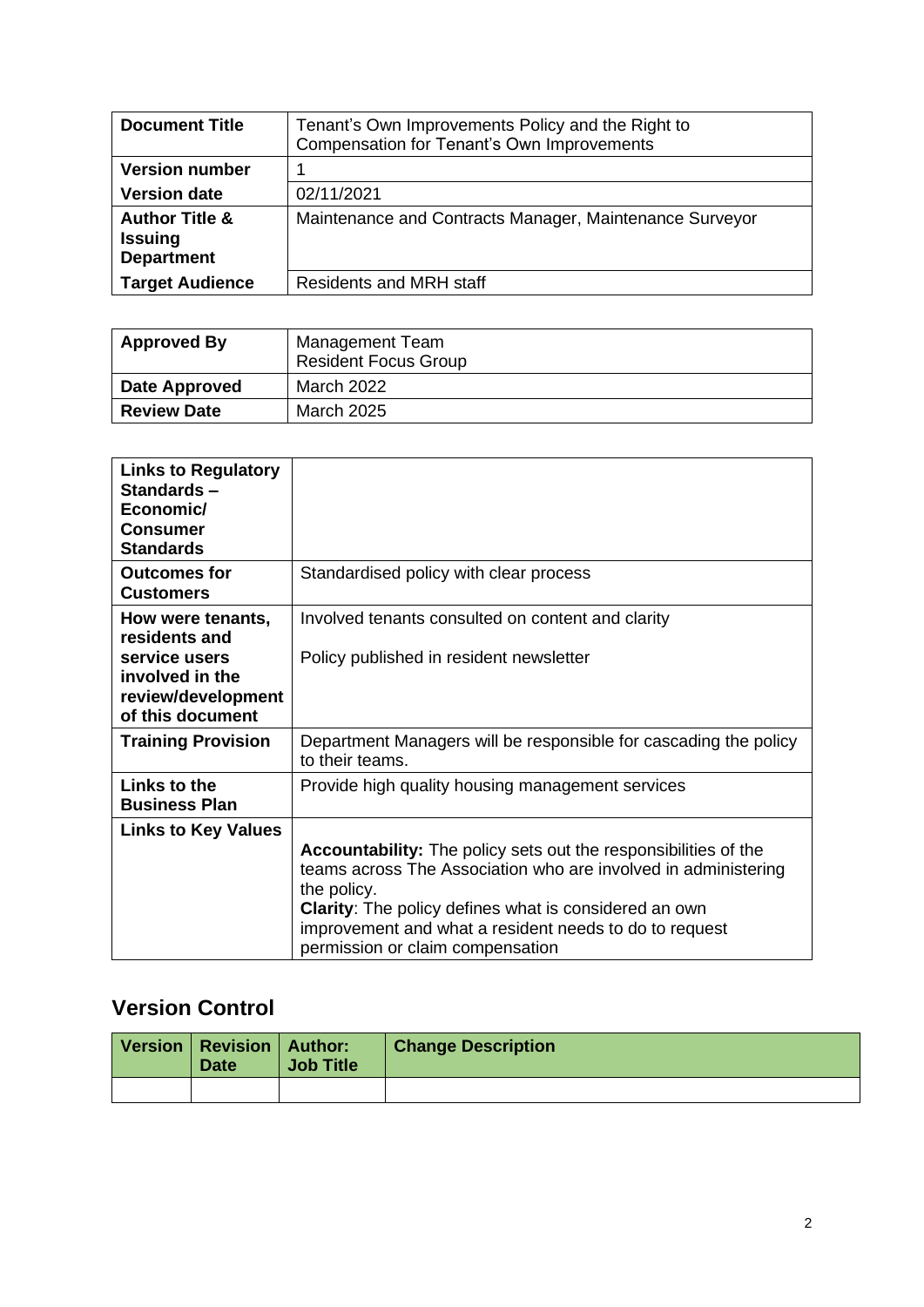| Document Title | Tenant's Own Improvements Policy and the Right to Compensation for Tenant's Own Improvements |
|---|---|
| Version number | 1 |
| Version date | 02/11/2021 |
| Author Title & Issuing Department | Maintenance and Contracts Manager, Maintenance Surveyor |
| Target Audience | Residents and MRH staff |

| Approved By | Management Team<br>Resident Focus Group |
|---|---|
| Date Approved | March 2022 |
| Review Date | March 2025 |

| Links to Regulatory Standards – Economic/ Consumer Standards | |
|---|---|
| Outcomes for Customers | Standardised policy with clear process |
| How were tenants, residents and service users involved in the review/development of this document | Involved tenants consulted on content and clarity<br><br>Policy published in resident newsletter |
| Training Provision | Department Managers will be responsible for cascading the policy to their teams. |
| Links to the Business Plan | Provide high quality housing management services |
| Links to Key Values | **Accountability:** The policy sets out the responsibilities of the teams across The Association who are involved in administering the policy.<br>**Clarity**: The policy defines what is considered an own improvement and what a resident needs to do to request permission or claim compensation |

## Version Control

| Version | Revision Date | Author: Job Title | Change Description |
|---|---|---|---|
| | | | |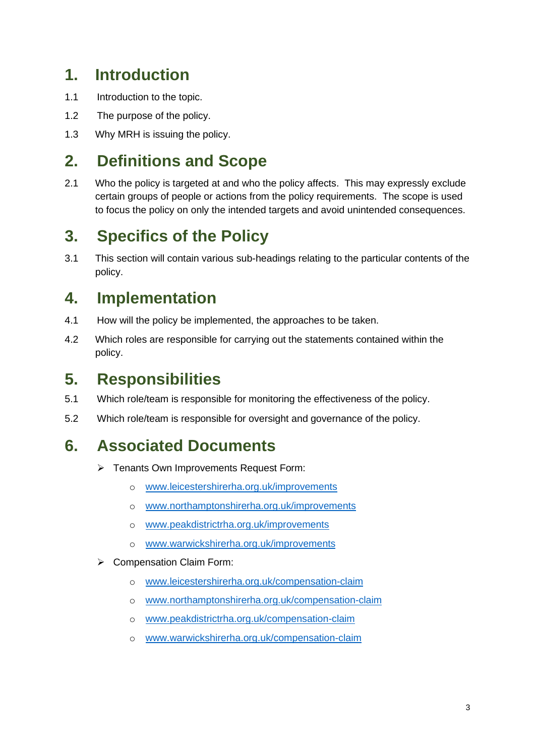# 1. Introduction

1.1 Introduction to the topic.

1.2 The purpose of the policy.

1.3 Why MRH is issuing the policy.

# 2. Definitions and Scope

2.1 Who the policy is targeted at and who the policy affects. This may expressly exclude certain groups of people or actions from the policy requirements. The scope is used to focus the policy on only the intended targets and avoid unintended consequences.

# 3. Specifics of the Policy

3.1 This section will contain various sub-headings relating to the particular contents of the policy.

# 4. Implementation

4.1 How will the policy be implemented, the approaches to be taken.

4.2 Which roles are responsible for carrying out the statements contained within the policy.

# 5. Responsibilities

5.1 Which role/team is responsible for monitoring the effectiveness of the policy.

5.2 Which role/team is responsible for oversight and governance of the policy.

# 6. Associated Documents

- Tenants Own Improvements Request Form:
  - www.leicestershirerha.org.uk/improvements
  - www.northamptonshirerha.org.uk/improvements
  - www.peakdistrictrha.org.uk/improvements
  - www.warwickshirerha.org.uk/improvements
- Compensation Claim Form:
  - www.leicestershirerha.org.uk/compensation-claim
  - www.northamptonshirerha.org.uk/compensation-claim
  - www.peakdistrictrha.org.uk/compensation-claim
  - www.warwickshirerha.org.uk/compensation-claim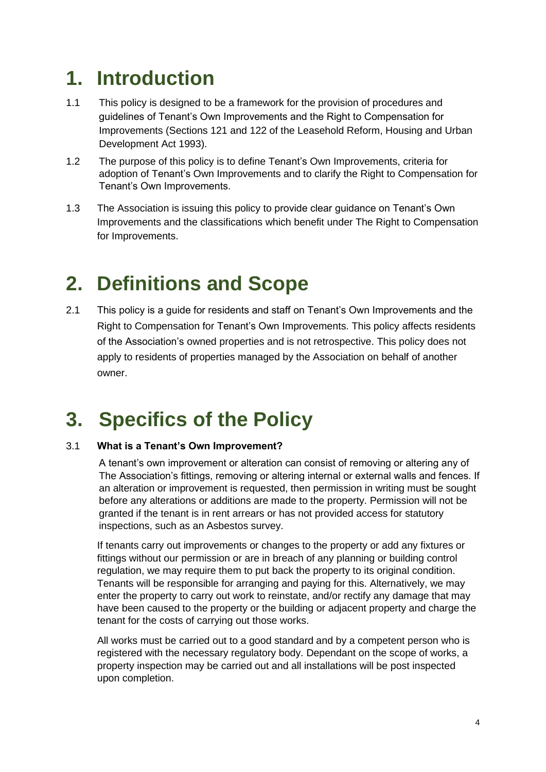# 1. Introduction

1.1 This policy is designed to be a framework for the provision of procedures and guidelines of Tenant's Own Improvements and the Right to Compensation for Improvements (Sections 121 and 122 of the Leasehold Reform, Housing and Urban Development Act 1993).

1.2 The purpose of this policy is to define Tenant's Own Improvements, criteria for adoption of Tenant's Own Improvements and to clarify the Right to Compensation for Tenant's Own Improvements.

1.3 The Association is issuing this policy to provide clear guidance on Tenant's Own Improvements and the classifications which benefit under The Right to Compensation for Improvements.

# 2. Definitions and Scope

2.1 This policy is a guide for residents and staff on Tenant's Own Improvements and the Right to Compensation for Tenant's Own Improvements. This policy affects residents of the Association's owned properties and is not retrospective. This policy does not apply to residents of properties managed by the Association on behalf of another owner.

# 3. Specifics of the Policy

3.1 **What is a Tenant's Own Improvement?**

A tenant's own improvement or alteration can consist of removing or altering any of The Association's fittings, removing or altering internal or external walls and fences. If an alteration or improvement is requested, then permission in writing must be sought before any alterations or additions are made to the property. Permission will not be granted if the tenant is in rent arrears or has not provided access for statutory inspections, such as an Asbestos survey.

If tenants carry out improvements or changes to the property or add any fixtures or fittings without our permission or are in breach of any planning or building control regulation, we may require them to put back the property to its original condition. Tenants will be responsible for arranging and paying for this. Alternatively, we may enter the property to carry out work to reinstate, and/or rectify any damage that may have been caused to the property or the building or adjacent property and charge the tenant for the costs of carrying out those works.

All works must be carried out to a good standard and by a competent person who is registered with the necessary regulatory body. Dependant on the scope of works, a property inspection may be carried out and all installations will be post inspected upon completion.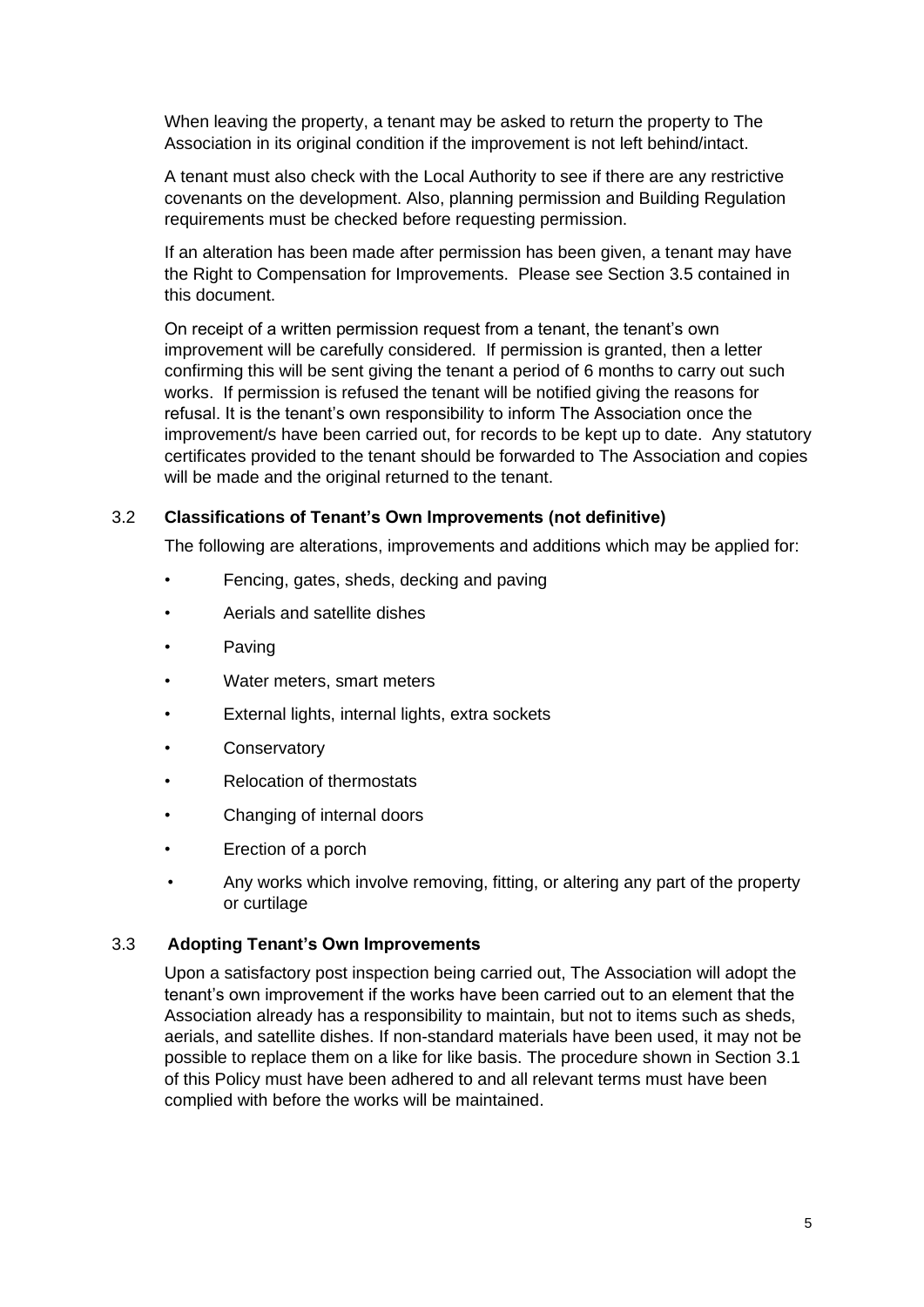When leaving the property, a tenant may be asked to return the property to The Association in its original condition if the improvement is not left behind/intact.

A tenant must also check with the Local Authority to see if there are any restrictive covenants on the development. Also, planning permission and Building Regulation requirements must be checked before requesting permission.

If an alteration has been made after permission has been given, a tenant may have the Right to Compensation for Improvements. Please see Section 3.5 contained in this document.

On receipt of a written permission request from a tenant, the tenant's own improvement will be carefully considered. If permission is granted, then a letter confirming this will be sent giving the tenant a period of 6 months to carry out such works. If permission is refused the tenant will be notified giving the reasons for refusal. It is the tenant's own responsibility to inform The Association once the improvement/s have been carried out, for records to be kept up to date. Any statutory certificates provided to the tenant should be forwarded to The Association and copies will be made and the original returned to the tenant.

### 3.2 Classifications of Tenant's Own Improvements (not definitive)

The following are alterations, improvements and additions which may be applied for:

- Fencing, gates, sheds, decking and paving
- Aerials and satellite dishes
- Paving
- Water meters, smart meters
- External lights, internal lights, extra sockets
- Conservatory
- Relocation of thermostats
- Changing of internal doors
- Erection of a porch
- Any works which involve removing, fitting, or altering any part of the property or curtilage

### 3.3 Adopting Tenant's Own Improvements

Upon a satisfactory post inspection being carried out, The Association will adopt the tenant's own improvement if the works have been carried out to an element that the Association already has a responsibility to maintain, but not to items such as sheds, aerials, and satellite dishes. If non-standard materials have been used, it may not be possible to replace them on a like for like basis. The procedure shown in Section 3.1 of this Policy must have been adhered to and all relevant terms must have been complied with before the works will be maintained.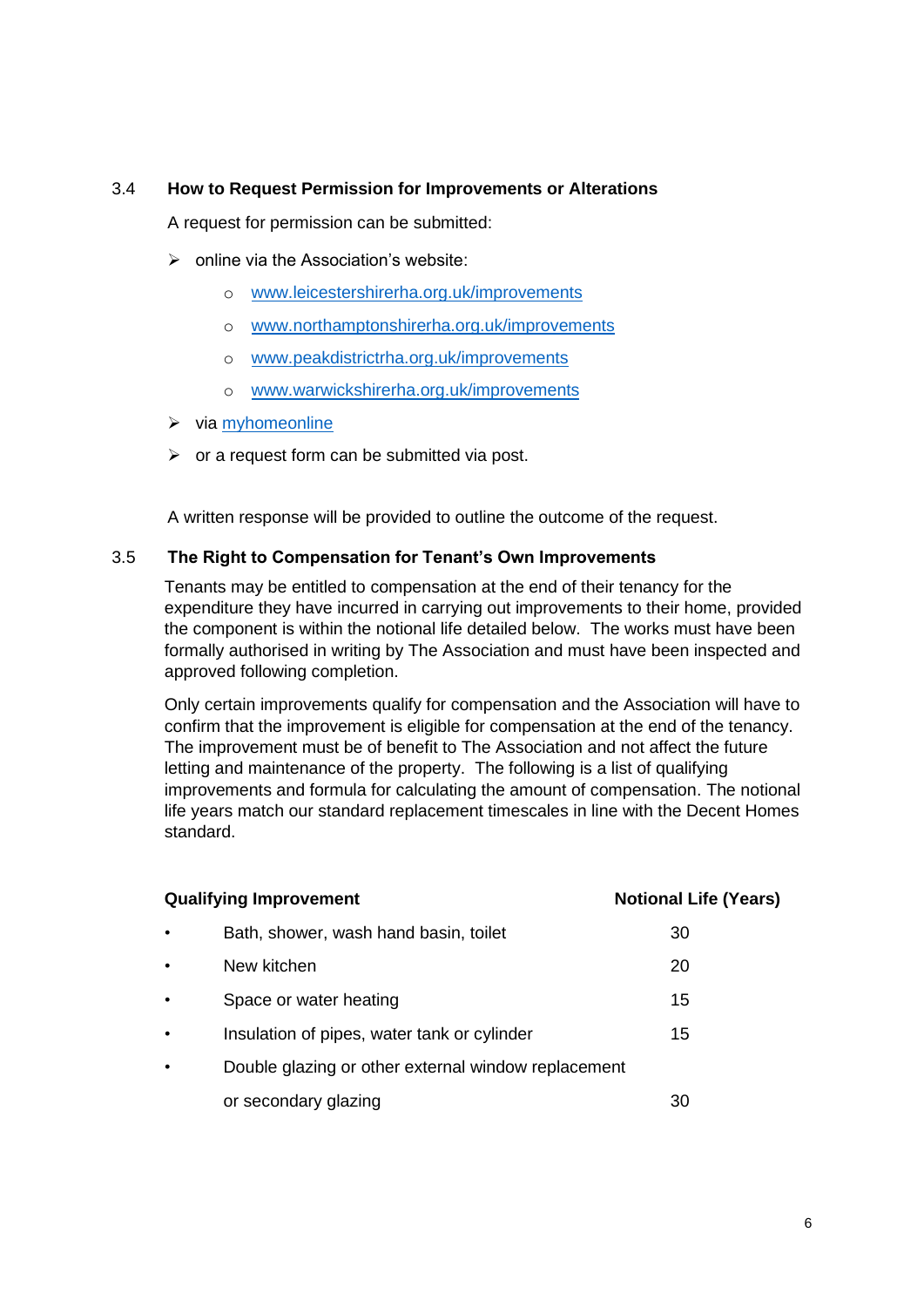### 3.4 How to Request Permission for Improvements or Alterations

A request for permission can be submitted:

- online via the Association's website:
  - www.leicestershirerha.org.uk/improvements
  - www.northamptonshirerha.org.uk/improvements
  - www.peakdistrictrha.org.uk/improvements
  - www.warwickshirerha.org.uk/improvements
- via myhomeonline
- or a request form can be submitted via post.

A written response will be provided to outline the outcome of the request.

### 3.5 The Right to Compensation for Tenant's Own Improvements

Tenants may be entitled to compensation at the end of their tenancy for the expenditure they have incurred in carrying out improvements to their home, provided the component is within the notional life detailed below. The works must have been formally authorised in writing by The Association and must have been inspected and approved following completion.

Only certain improvements qualify for compensation and the Association will have to confirm that the improvement is eligible for compensation at the end of the tenancy. The improvement must be of benefit to The Association and not affect the future letting and maintenance of the property. The following is a list of qualifying improvements and formula for calculating the amount of compensation. The notional life years match our standard replacement timescales in line with the Decent Homes standard.

| Qualifying Improvement | Notional Life (Years) |
|---|---|
| • Bath, shower, wash hand basin, toilet | 30 |
| • New kitchen | 20 |
| • Space or water heating | 15 |
| • Insulation of pipes, water tank or cylinder | 15 |
| • Double glazing or other external window replacement or secondary glazing | 30 |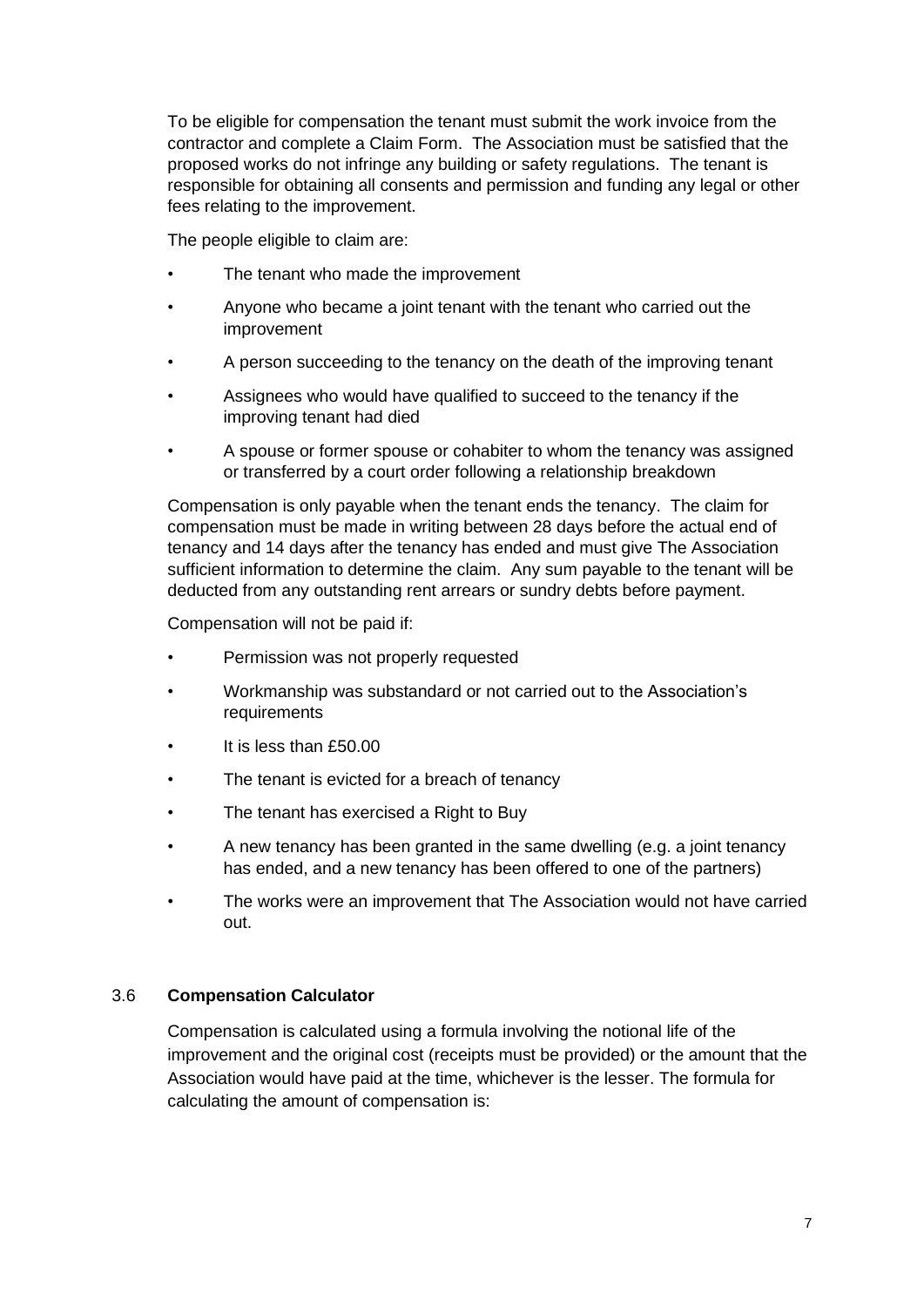To be eligible for compensation the tenant must submit the work invoice from the contractor and complete a Claim Form. The Association must be satisfied that the proposed works do not infringe any building or safety regulations. The tenant is responsible for obtaining all consents and permission and funding any legal or other fees relating to the improvement.

The people eligible to claim are:

- The tenant who made the improvement
- Anyone who became a joint tenant with the tenant who carried out the improvement
- A person succeeding to the tenancy on the death of the improving tenant
- Assignees who would have qualified to succeed to the tenancy if the improving tenant had died
- A spouse or former spouse or cohabiter to whom the tenancy was assigned or transferred by a court order following a relationship breakdown

Compensation is only payable when the tenant ends the tenancy. The claim for compensation must be made in writing between 28 days before the actual end of tenancy and 14 days after the tenancy has ended and must give The Association sufficient information to determine the claim. Any sum payable to the tenant will be deducted from any outstanding rent arrears or sundry debts before payment.

Compensation will not be paid if:

- Permission was not properly requested
- Workmanship was substandard or not carried out to the Association's requirements
- It is less than £50.00
- The tenant is evicted for a breach of tenancy
- The tenant has exercised a Right to Buy
- A new tenancy has been granted in the same dwelling (e.g. a joint tenancy has ended, and a new tenancy has been offered to one of the partners)
- The works were an improvement that The Association would not have carried out.

### 3.6 **Compensation Calculator**

Compensation is calculated using a formula involving the notional life of the improvement and the original cost (receipts must be provided) or the amount that the Association would have paid at the time, whichever is the lesser. The formula for calculating the amount of compensation is: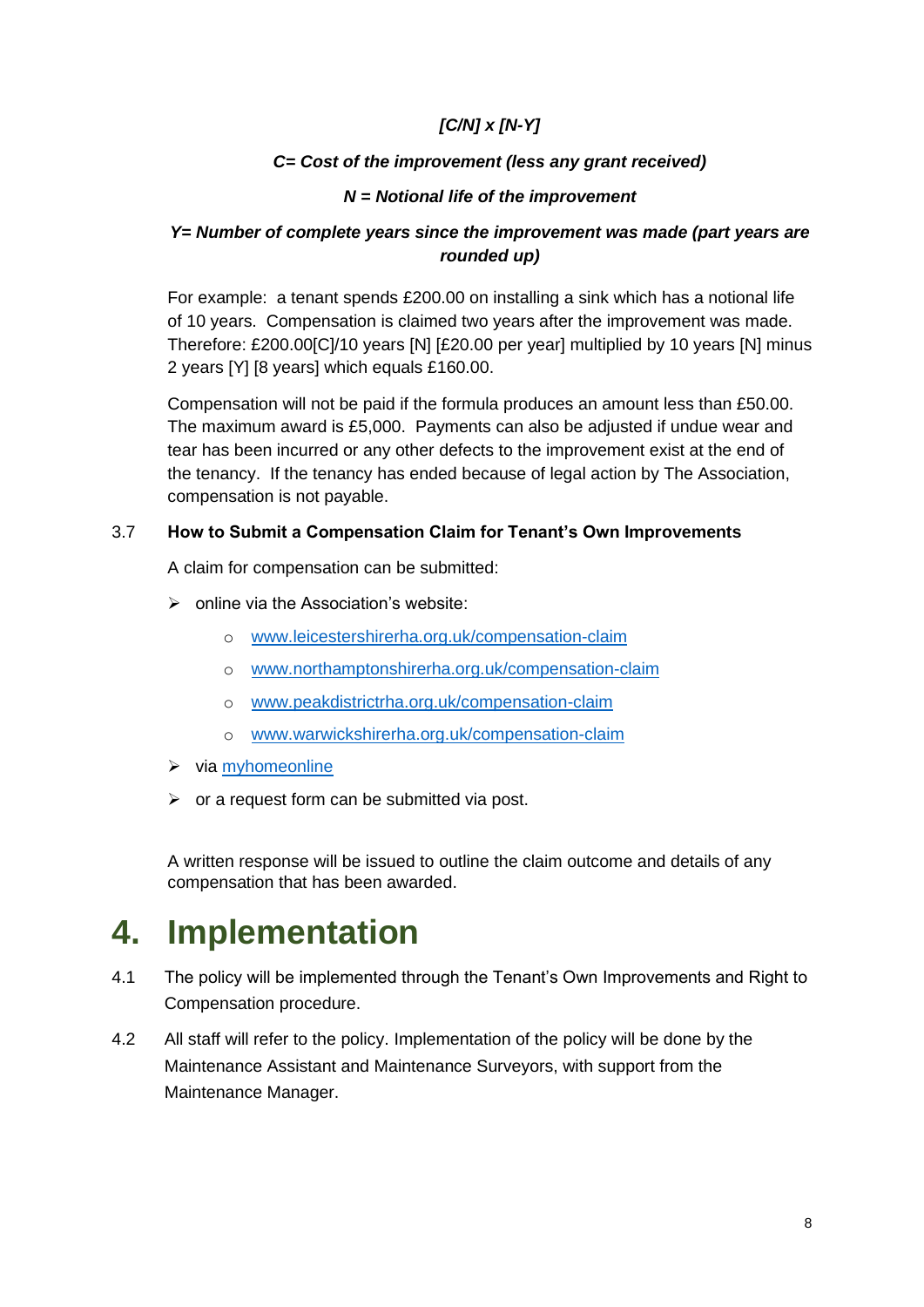***[C/N] x [N-Y]***

***C= Cost of the improvement (less any grant received)***

***N = Notional life of the improvement***

***Y= Number of complete years since the improvement was made (part years are rounded up)***

For example: a tenant spends £200.00 on installing a sink which has a notional life of 10 years. Compensation is claimed two years after the improvement was made. Therefore: £200.00[C]/10 years [N] [£20.00 per year] multiplied by 10 years [N] minus 2 years [Y] [8 years] which equals £160.00.

Compensation will not be paid if the formula produces an amount less than £50.00. The maximum award is £5,000. Payments can also be adjusted if undue wear and tear has been incurred or any other defects to the improvement exist at the end of the tenancy. If the tenancy has ended because of legal action by The Association, compensation is not payable.

### 3.7 How to Submit a Compensation Claim for Tenant's Own Improvements

A claim for compensation can be submitted:

- online via the Association's website:
  - www.leicestershirerha.org.uk/compensation-claim
  - www.northamptonshirerha.org.uk/compensation-claim
  - www.peakdistrictrha.org.uk/compensation-claim
  - www.warwickshirerha.org.uk/compensation-claim
- via myhomeonline
- or a request form can be submitted via post.

A written response will be issued to outline the claim outcome and details of any compensation that has been awarded.

# 4. Implementation

4.1 The policy will be implemented through the Tenant's Own Improvements and Right to Compensation procedure.

4.2 All staff will refer to the policy. Implementation of the policy will be done by the Maintenance Assistant and Maintenance Surveyors, with support from the Maintenance Manager.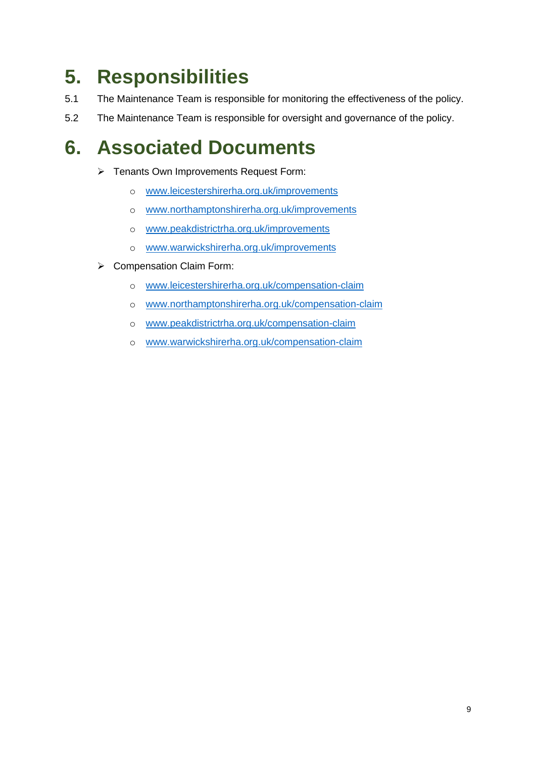# 5. Responsibilities

5.1 The Maintenance Team is responsible for monitoring the effectiveness of the policy.

5.2 The Maintenance Team is responsible for oversight and governance of the policy.

# 6. Associated Documents

- Tenants Own Improvements Request Form:
  - www.leicestershirerha.org.uk/improvements
  - www.northamptonshirerha.org.uk/improvements
  - www.peakdistrictrha.org.uk/improvements
  - www.warwickshirerha.org.uk/improvements
- Compensation Claim Form:
  - www.leicestershirerha.org.uk/compensation-claim
  - www.northamptonshirerha.org.uk/compensation-claim
  - www.peakdistrictrha.org.uk/compensation-claim
  - www.warwickshirerha.org.uk/compensation-claim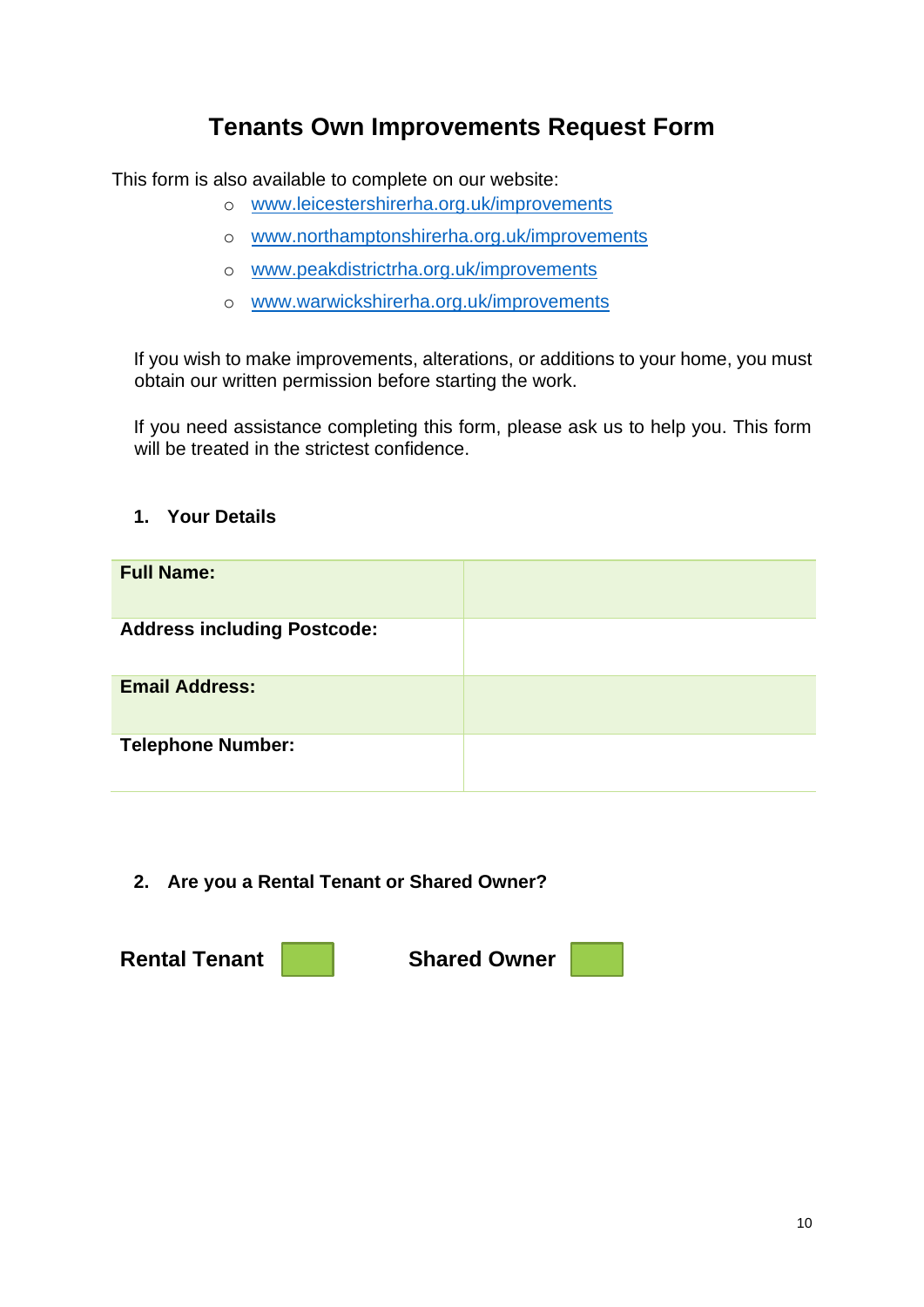# Tenants Own Improvements Request Form

This form is also available to complete on our website:

- www.leicestershirerha.org.uk/improvements
- www.northamptonshirerha.org.uk/improvements
- www.peakdistrictrha.org.uk/improvements
- www.warwickshirerha.org.uk/improvements

If you wish to make improvements, alterations, or additions to your home, you must obtain our written permission before starting the work.

If you need assistance completing this form, please ask us to help you. This form will be treated in the strictest confidence.

## 1. Your Details

| | |
|---|---|
| **Full Name:** | |
| **Address including Postcode:** | |
| **Email Address:** | |
| **Telephone Number:** | |

## 2. Are you a Rental Tenant or Shared Owner?

**Rental Tenant** ☐ **Shared Owner** ☐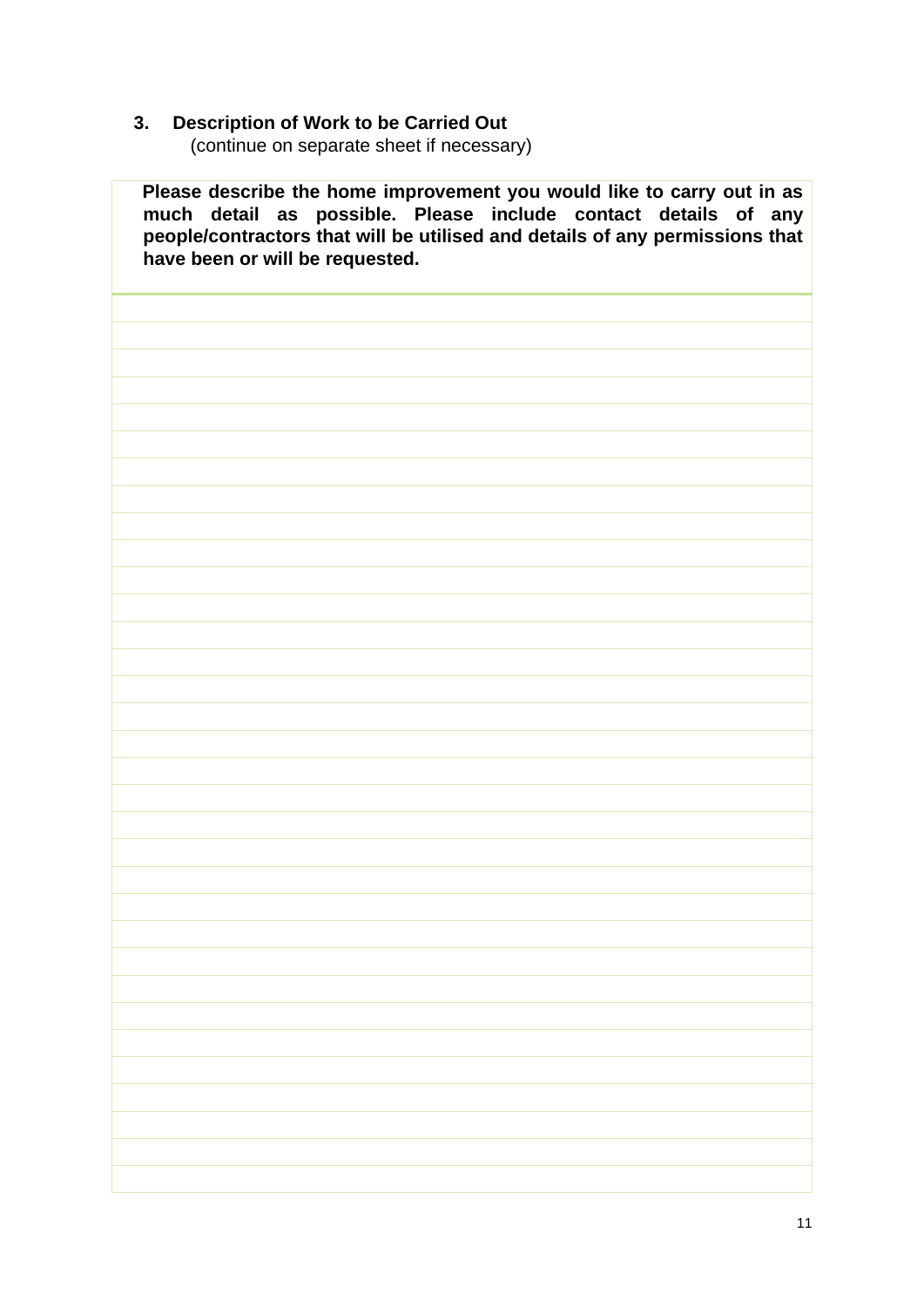## 3. Description of Work to be Carried Out

(continue on separate sheet if necessary)

**Please describe the home improvement you would like to carry out in as much detail as possible. Please include contact details of any people/contractors that will be utilised and details of any permissions that have been or will be requested.**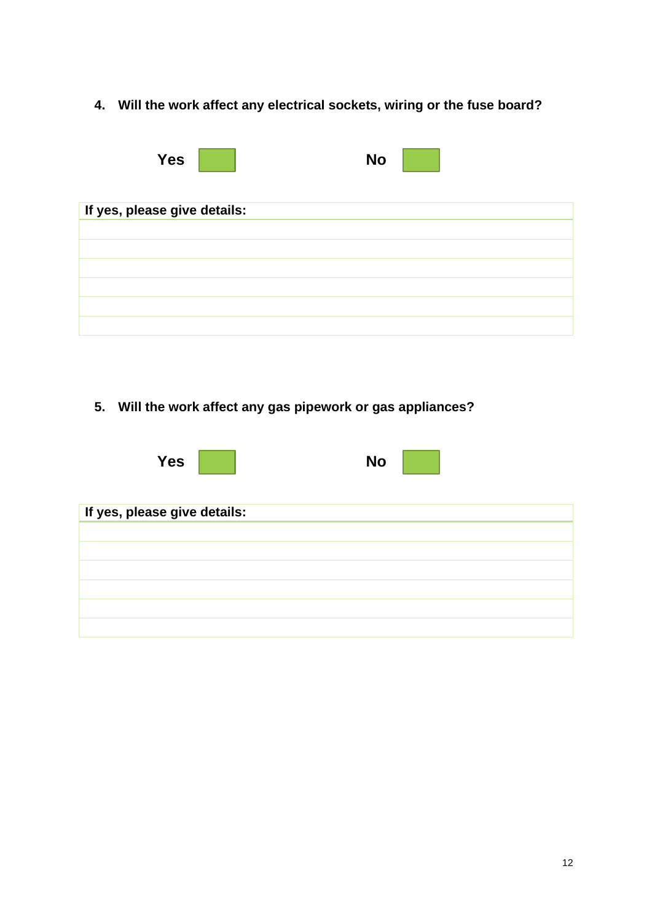4. **Will the work affect any electrical sockets, wiring or the fuse board?**

**Yes** ☐ **No** ☐

| If yes, please give details: |
| --- |
| |
| |
| |
| |
| |
| |

5. **Will the work affect any gas pipework or gas appliances?**

**Yes** ☐ **No** ☐

| If yes, please give details: |
| --- |
| |
| |
| |
| |
| |
| |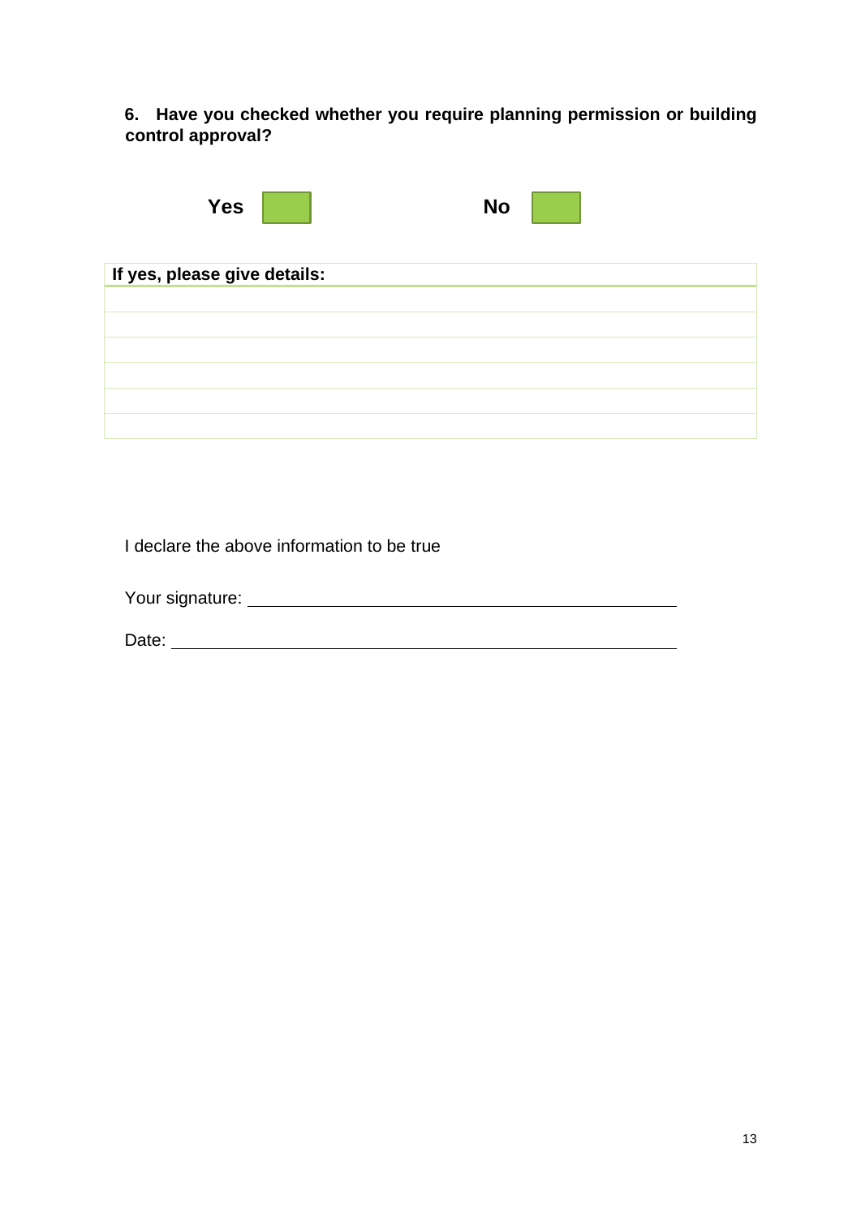**6. Have you checked whether you require planning permission or building control approval?**

**Yes** ☐ **No** ☐

| If yes, please give details: |
| --- |
| |
| |
| |
| |
| |
| |

I declare the above information to be true

Your signature: ____________________________________________

Date: ____________________________________________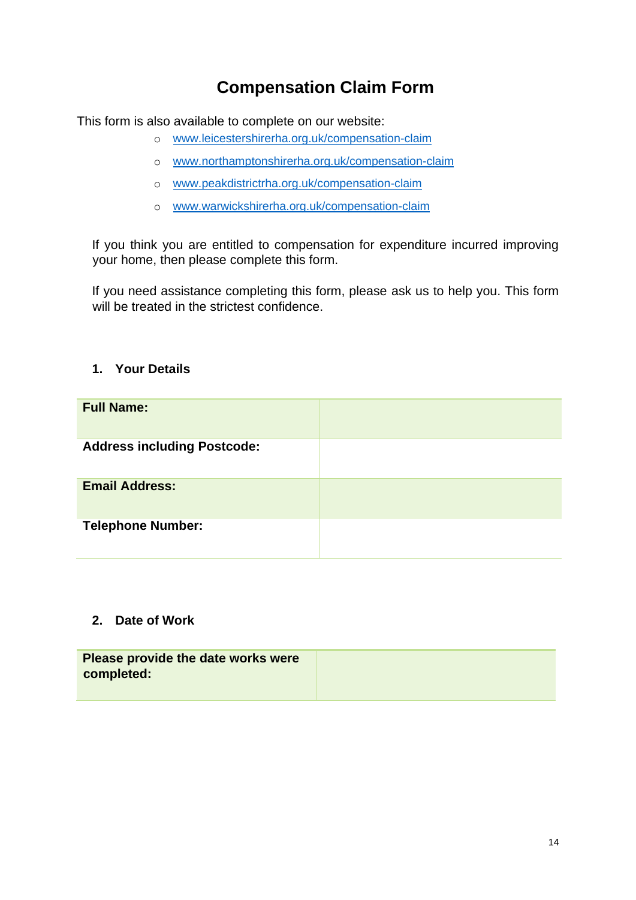# Compensation Claim Form

This form is also available to complete on our website:

- www.leicestershirerha.org.uk/compensation-claim
- www.northamptonshirerha.org.uk/compensation-claim
- www.peakdistrictrha.org.uk/compensation-claim
- www.warwickshirerha.org.uk/compensation-claim

If you think you are entitled to compensation for expenditure incurred improving your home, then please complete this form.

If you need assistance completing this form, please ask us to help you. This form will be treated in the strictest confidence.

## 1. Your Details

| | |
|---|---|
| **Full Name:** | |
| **Address including Postcode:** | |
| **Email Address:** | |
| **Telephone Number:** | |

## 2. Date of Work

| | |
|---|---|
| **Please provide the date works were completed:** | |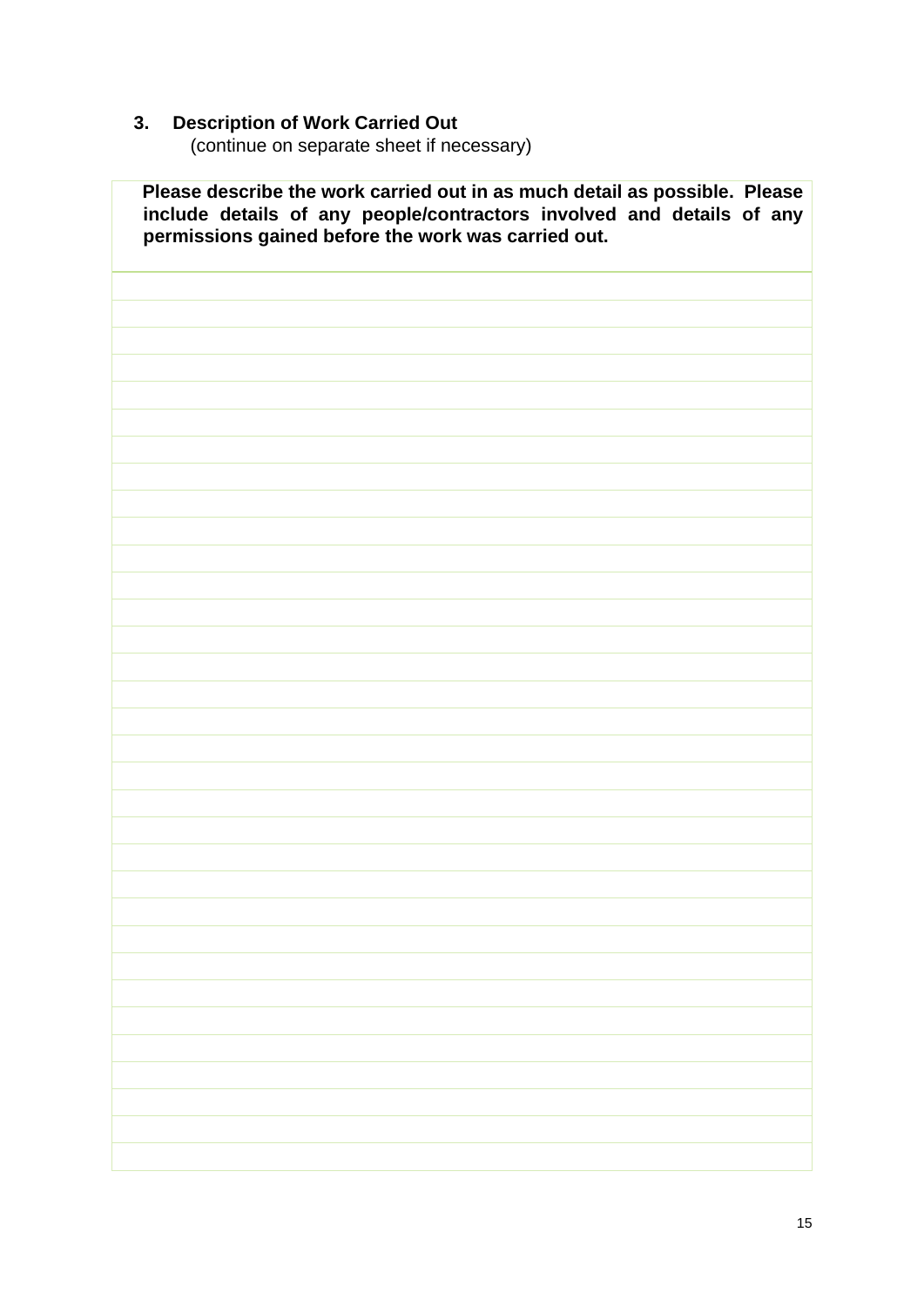## 3. Description of Work Carried Out

(continue on separate sheet if necessary)

| **Please describe the work carried out in as much detail as possible. Please include details of any people/contractors involved and details of any permissions gained before the work was carried out.** |
|---|
| |
| |
| |
| |
| |
| |
| |
| |
| |
| |
| |
| |
| |
| |
| |
| |
| |
| |
| |
| |
| |
| |
| |
| |
| |
| |
| |
| |
| |
| |
| |
| |
| |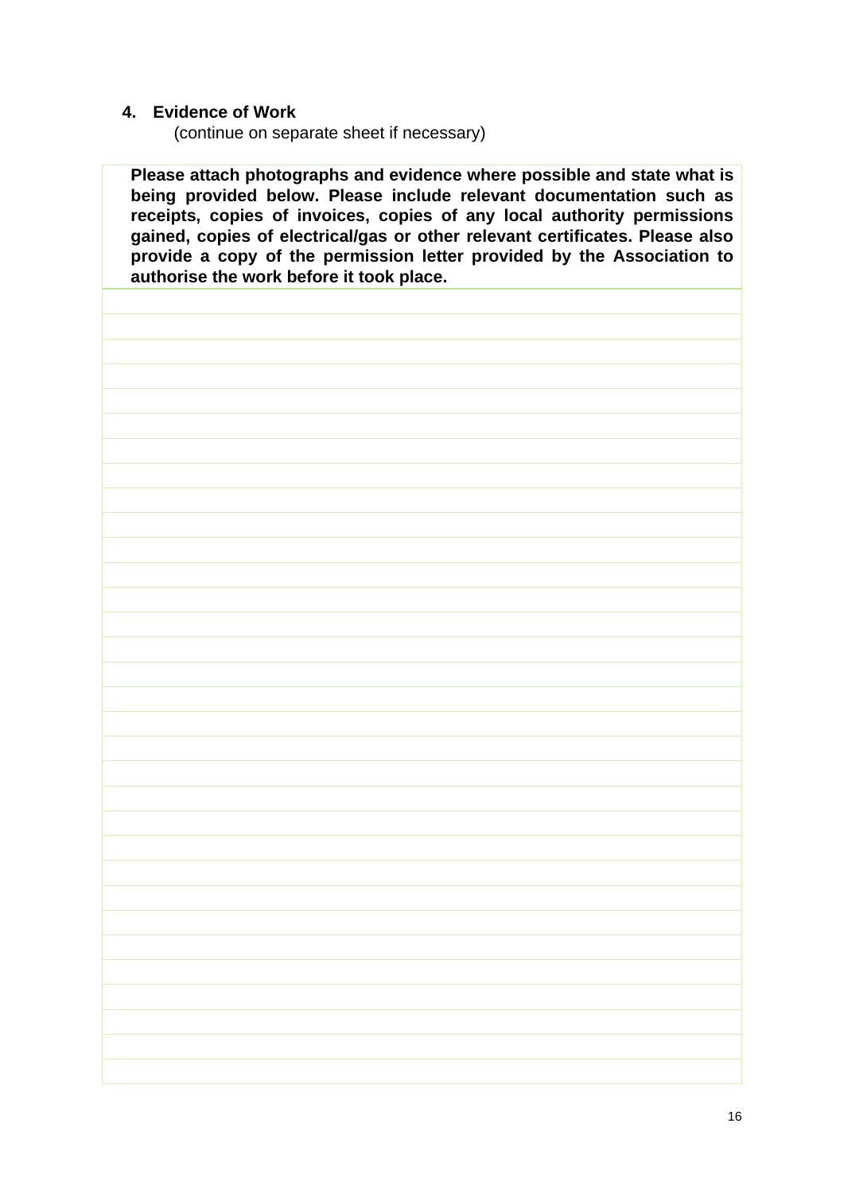## 4. Evidence of Work

(continue on separate sheet if necessary)

| **Please attach photographs and evidence where possible and state what is being provided below. Please include relevant documentation such as receipts, copies of invoices, copies of any local authority permissions gained, copies of electrical/gas or other relevant certificates. Please also provide a copy of the permission letter provided by the Association to authorise the work before it took place.** |
| --- |
| |
| |
| |
| |
| |
| |
| |
| |
| |
| |
| |
| |
| |
| |
| |
| |
| |
| |
| |
| |
| |
| |
| |
| |
| |
| |
| |
| |
| |
| |
| |
| |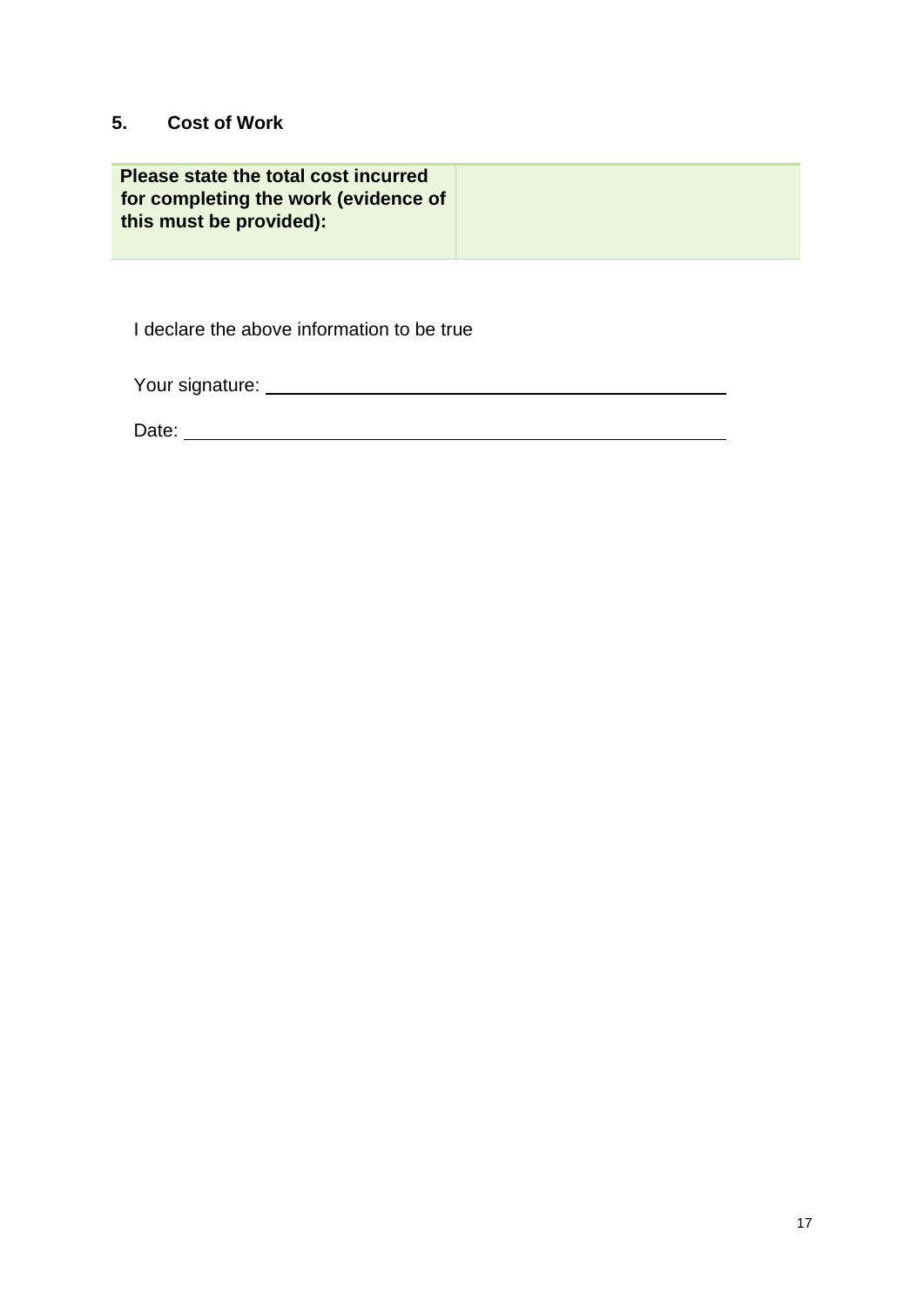## 5. Cost of Work

| | |
|---|---|
| **Please state the total cost incurred for completing the work (evidence of this must be provided):** | |

I declare the above information to be true

Your signature: ______________________________________________

Date: ______________________________________________